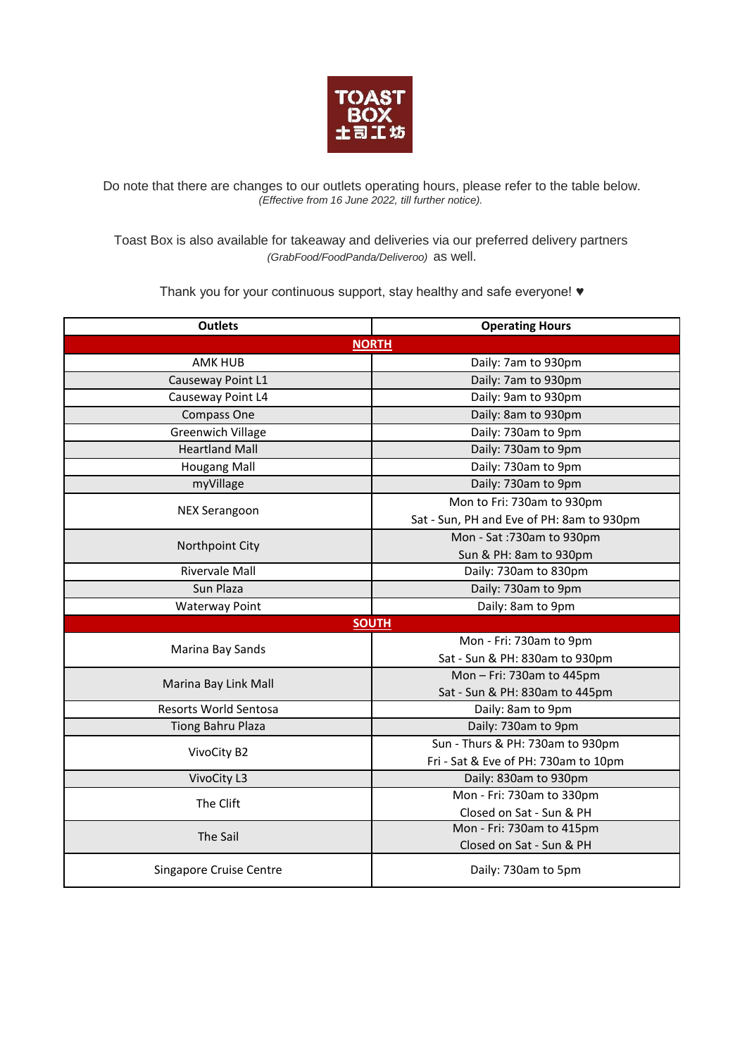TOAST BOX 土司工坊

Do note that there are changes to our outlets operating hours, please refer to the table below.
*(Effective from 16 June 2022, till further notice).*

Toast Box is also available for takeaway and deliveries via our preferred delivery partners *(GrabFood/FoodPanda/Deliveroo)* as well.

Thank you for your continuous support, stay healthy and safe everyone! ♥

| Outlets | Operating Hours |
|---|---|
| **NORTH** | |
| AMK HUB | Daily: 7am to 930pm |
| Causeway Point L1 | Daily: 7am to 930pm |
| Causeway Point L4 | Daily: 9am to 930pm |
| Compass One | Daily: 8am to 930pm |
| Greenwich Village | Daily: 730am to 9pm |
| Heartland Mall | Daily: 730am to 9pm |
| Hougang Mall | Daily: 730am to 9pm |
| myVillage | Daily: 730am to 9pm |
| NEX Serangoon | Mon to Fri: 730am to 930pm<br>Sat - Sun, PH and Eve of PH: 8am to 930pm |
| Northpoint City | Mon - Sat :730am to 930pm<br>Sun & PH: 8am to 930pm |
| Rivervale Mall | Daily: 730am to 830pm |
| Sun Plaza | Daily: 730am to 9pm |
| Waterway Point | Daily: 8am to 9pm |
| **SOUTH** | |
| Marina Bay Sands | Mon - Fri: 730am to 9pm<br>Sat - Sun & PH: 830am to 930pm |
| Marina Bay Link Mall | Mon – Fri: 730am to 445pm<br>Sat - Sun & PH: 830am to 445pm |
| Resorts World Sentosa | Daily: 8am to 9pm |
| Tiong Bahru Plaza | Daily: 730am to 9pm |
| VivoCity B2 | Sun - Thurs & PH: 730am to 930pm<br>Fri - Sat & Eve of PH: 730am to 10pm |
| VivoCity L3 | Daily: 830am to 930pm |
| The Clift | Mon - Fri: 730am to 330pm<br>Closed on Sat - Sun & PH |
| The Sail | Mon - Fri: 730am to 415pm<br>Closed on Sat - Sun & PH |
| Singapore Cruise Centre | Daily: 730am to 5pm |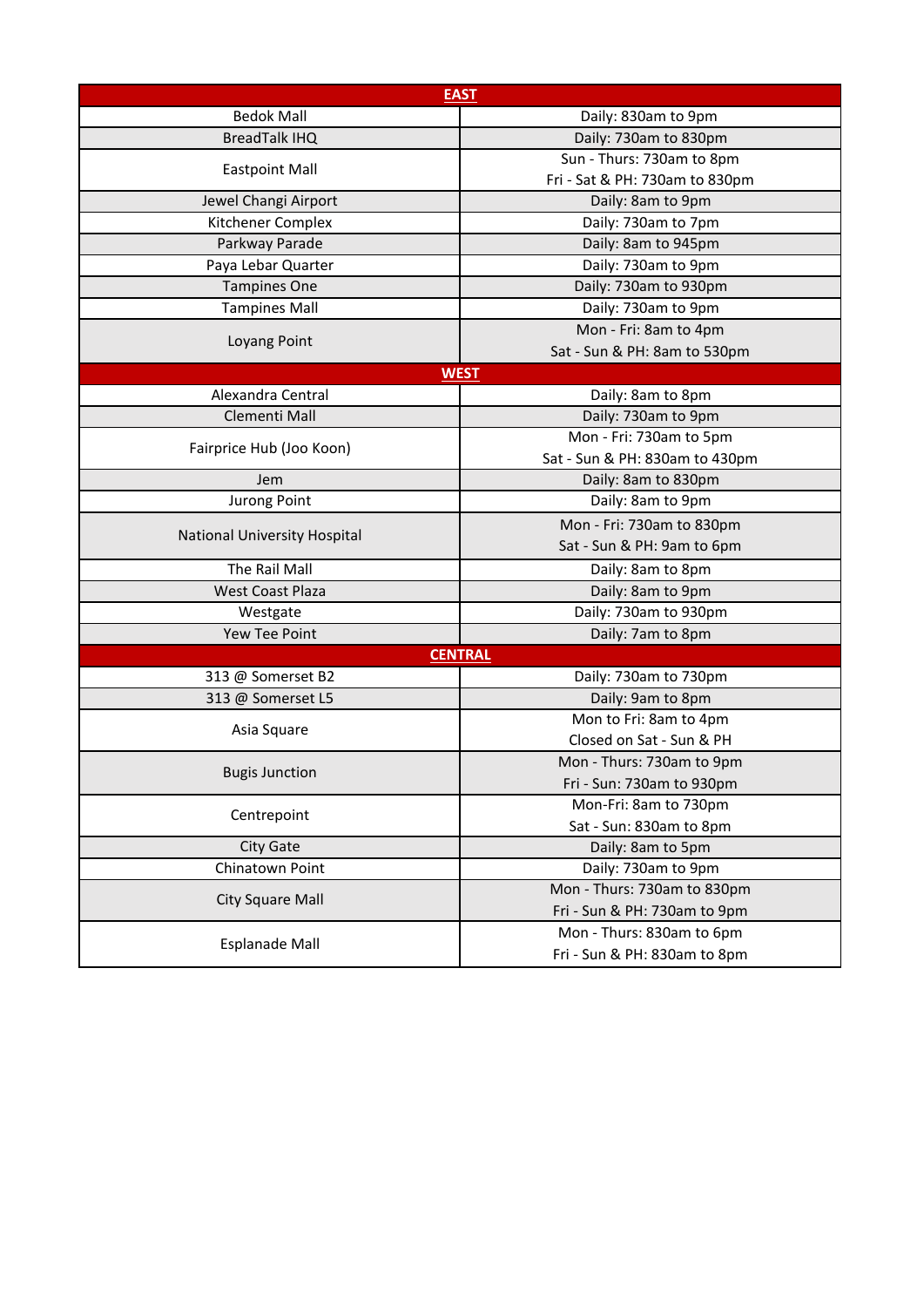| EAST | |
|---|---|
| Bedok Mall | Daily: 830am to 9pm |
| BreadTalk IHQ | Daily: 730am to 830pm |
| Eastpoint Mall | Sun - Thurs: 730am to 8pm<br>Fri - Sat & PH: 730am to 830pm |
| Jewel Changi Airport | Daily: 8am to 9pm |
| Kitchener Complex | Daily: 730am to 7pm |
| Parkway Parade | Daily: 8am to 945pm |
| Paya Lebar Quarter | Daily: 730am to 9pm |
| Tampines One | Daily: 730am to 930pm |
| Tampines Mall | Daily: 730am to 9pm |
| Loyang Point | Mon - Fri: 8am to 4pm<br>Sat - Sun & PH: 8am to 530pm |
| **WEST** | |
| Alexandra Central | Daily: 8am to 8pm |
| Clementi Mall | Daily: 730am to 9pm |
| Fairprice Hub (Joo Koon) | Mon - Fri: 730am to 5pm<br>Sat - Sun & PH: 830am to 430pm |
| Jem | Daily: 8am to 830pm |
| Jurong Point | Daily: 8am to 9pm |
| National University Hospital | Mon - Fri: 730am to 830pm<br>Sat - Sun & PH: 9am to 6pm |
| The Rail Mall | Daily: 8am to 8pm |
| West Coast Plaza | Daily: 8am to 9pm |
| Westgate | Daily: 730am to 930pm |
| Yew Tee Point | Daily: 7am to 8pm |
| **CENTRAL** | |
| 313 @ Somerset B2 | Daily: 730am to 730pm |
| 313 @ Somerset L5 | Daily: 9am to 8pm |
| Asia Square | Mon to Fri: 8am to 4pm<br>Closed on Sat - Sun & PH |
| Bugis Junction | Mon - Thurs: 730am to 9pm<br>Fri - Sun: 730am to 930pm |
| Centrepoint | Mon-Fri: 8am to 730pm<br>Sat - Sun: 830am to 8pm |
| City Gate | Daily: 8am to 5pm |
| Chinatown Point | Daily: 730am to 9pm |
| City Square Mall | Mon - Thurs: 730am to 830pm<br>Fri - Sun & PH: 730am to 9pm |
| Esplanade Mall | Mon - Thurs: 830am to 6pm<br>Fri - Sun & PH: 830am to 8pm |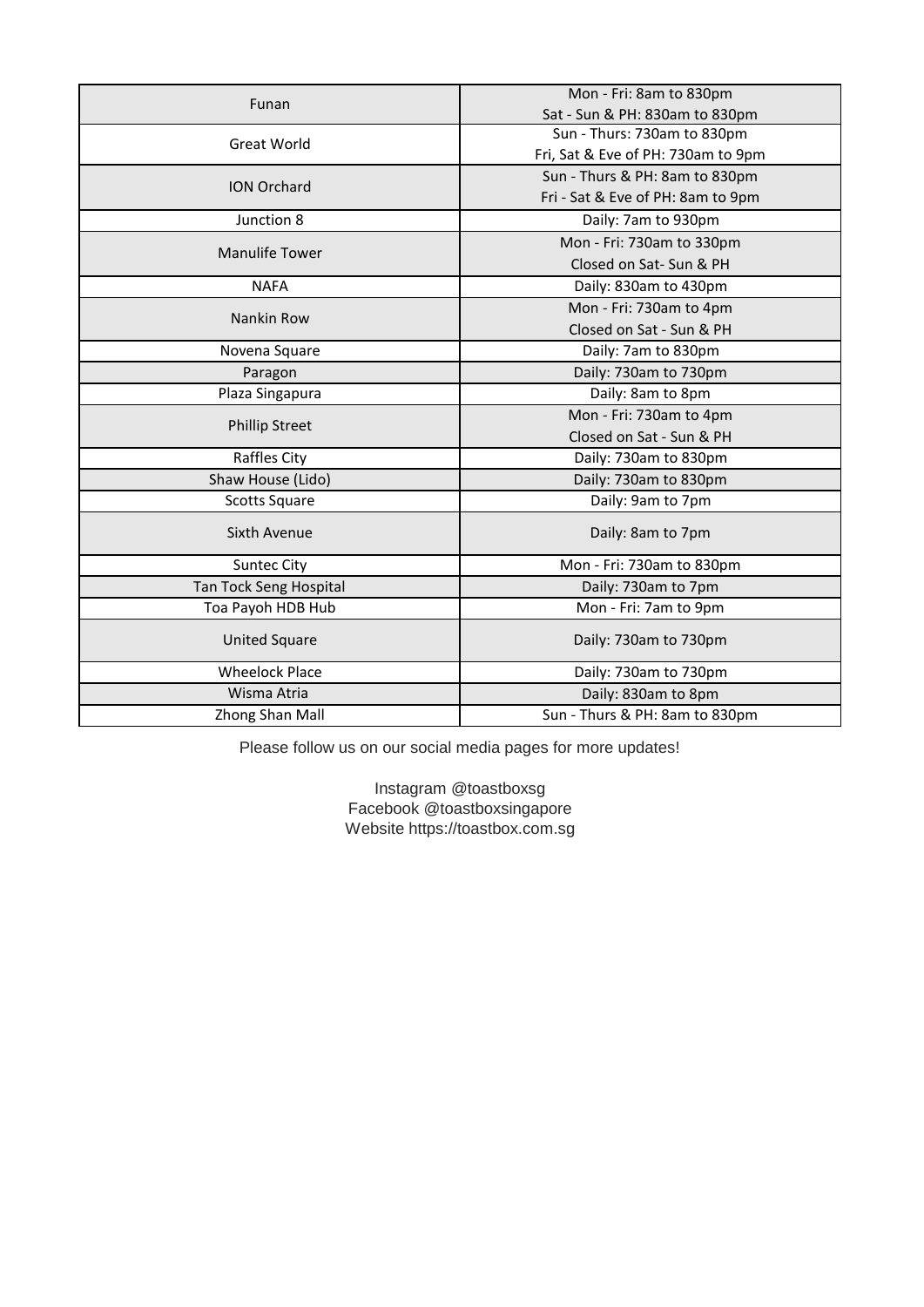| | |
|---|---|
| Funan | Mon - Fri: 8am to 830pm<br>Sat - Sun & PH: 830am to 830pm |
| Great World | Sun - Thurs: 730am to 830pm<br>Fri, Sat & Eve of PH: 730am to 9pm |
| ION Orchard | Sun - Thurs & PH: 8am to 830pm<br>Fri - Sat & Eve of PH: 8am to 9pm |
| Junction 8 | Daily: 7am to 930pm |
| Manulife Tower | Mon - Fri: 730am to 330pm<br>Closed on Sat- Sun & PH |
| NAFA | Daily: 830am to 430pm |
| Nankin Row | Mon - Fri: 730am to 4pm<br>Closed on Sat - Sun & PH |
| Novena Square | Daily: 7am to 830pm |
| Paragon | Daily: 730am to 730pm |
| Plaza Singapura | Daily: 8am to 8pm |
| Phillip Street | Mon - Fri: 730am to 4pm<br>Closed on Sat - Sun & PH |
| Raffles City | Daily: 730am to 830pm |
| Shaw House (Lido) | Daily: 730am to 830pm |
| Scotts Square | Daily: 9am to 7pm |
| Sixth Avenue | Daily: 8am to 7pm |
| Suntec City | Mon - Fri: 730am to 830pm |
| Tan Tock Seng Hospital | Daily: 730am to 7pm |
| Toa Payoh HDB Hub | Mon - Fri: 7am to 9pm |
| United Square | Daily: 730am to 730pm |
| Wheelock Place | Daily: 730am to 730pm |
| Wisma Atria | Daily: 830am to 8pm |
| Zhong Shan Mall | Sun - Thurs & PH: 8am to 830pm |

Please follow us on our social media pages for more updates!

Instagram @toastboxsg
Facebook @toastboxsingapore
Website https://toastbox.com.sg